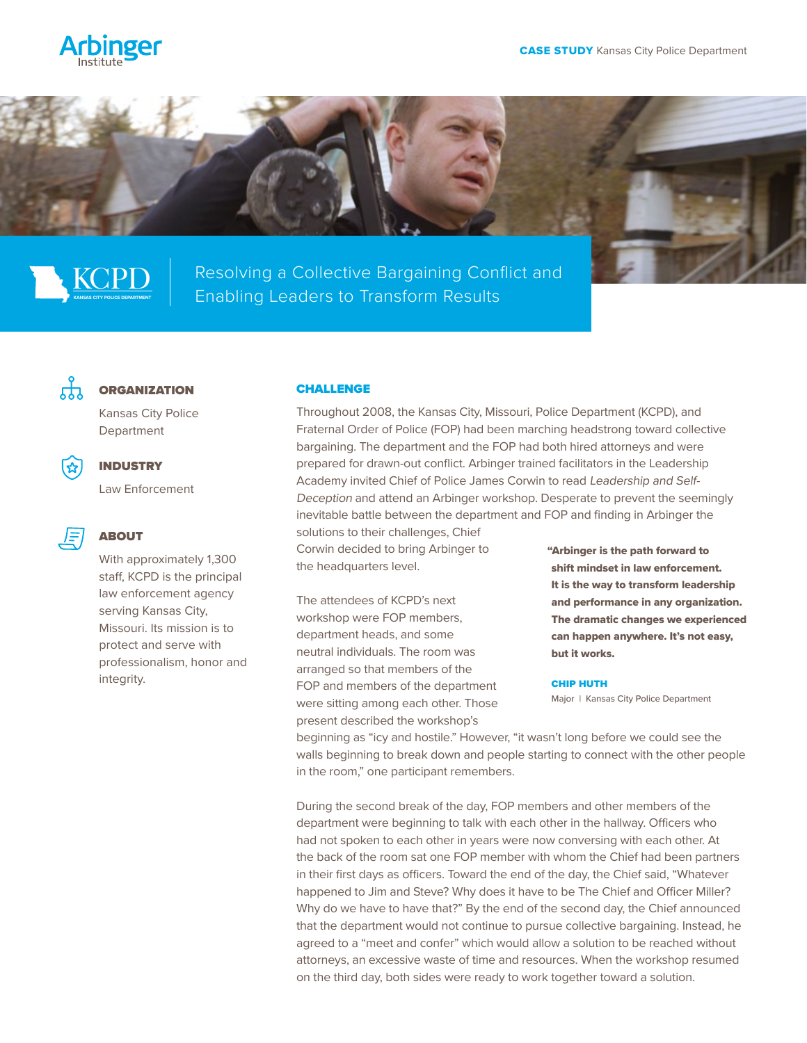Arbinger Institute

**CASE STUDY** Kansas City Police Department

KCPD
KANSAS CITY POLICE DEPARTMENT

# Resolving a Collective Bargaining Conflict and Enabling Leaders to Transform Results

### ORGANIZATION

Kansas City Police Department

### INDUSTRY

Law Enforcement

### ABOUT

With approximately 1,300 staff, KCPD is the principal law enforcement agency serving Kansas City, Missouri. Its mission is to protect and serve with professionalism, honor and integrity.

## CHALLENGE

Throughout 2008, the Kansas City, Missouri, Police Department (KCPD), and Fraternal Order of Police (FOP) had been marching headstrong toward collective bargaining. The department and the FOP had both hired attorneys and were prepared for drawn-out conflict. Arbinger trained facilitators in the Leadership Academy invited Chief of Police James Corwin to read *Leadership and Self-Deception* and attend an Arbinger workshop. Desperate to prevent the seemingly inevitable battle between the department and FOP and finding in Arbinger the solutions to their challenges, Chief Corwin decided to bring Arbinger to the headquarters level.

The attendees of KCPD's next workshop were FOP members, department heads, and some neutral individuals. The room was arranged so that members of the FOP and members of the department were sitting among each other. Those present described the workshop's beginning as "icy and hostile." However, "it wasn't long before we could see the walls beginning to break down and people starting to connect with the other people in the room," one participant remembers.

> **"Arbinger is the path forward to shift mindset in law enforcement. It is the way to transform leadership and performance in any organization. The dramatic changes we experienced can happen anywhere. It's not easy, but it works.**
>
> **CHIP HUTH**
> Major | Kansas City Police Department

During the second break of the day, FOP members and other members of the department were beginning to talk with each other in the hallway. Officers who had not spoken to each other in years were now conversing with each other. At the back of the room sat one FOP member with whom the Chief had been partners in their first days as officers. Toward the end of the day, the Chief said, "Whatever happened to Jim and Steve? Why does it have to be The Chief and Officer Miller? Why do we have to have that?" By the end of the second day, the Chief announced that the department would not continue to pursue collective bargaining. Instead, he agreed to a "meet and confer" which would allow a solution to be reached without attorneys, an excessive waste of time and resources. When the workshop resumed on the third day, both sides were ready to work together toward a solution.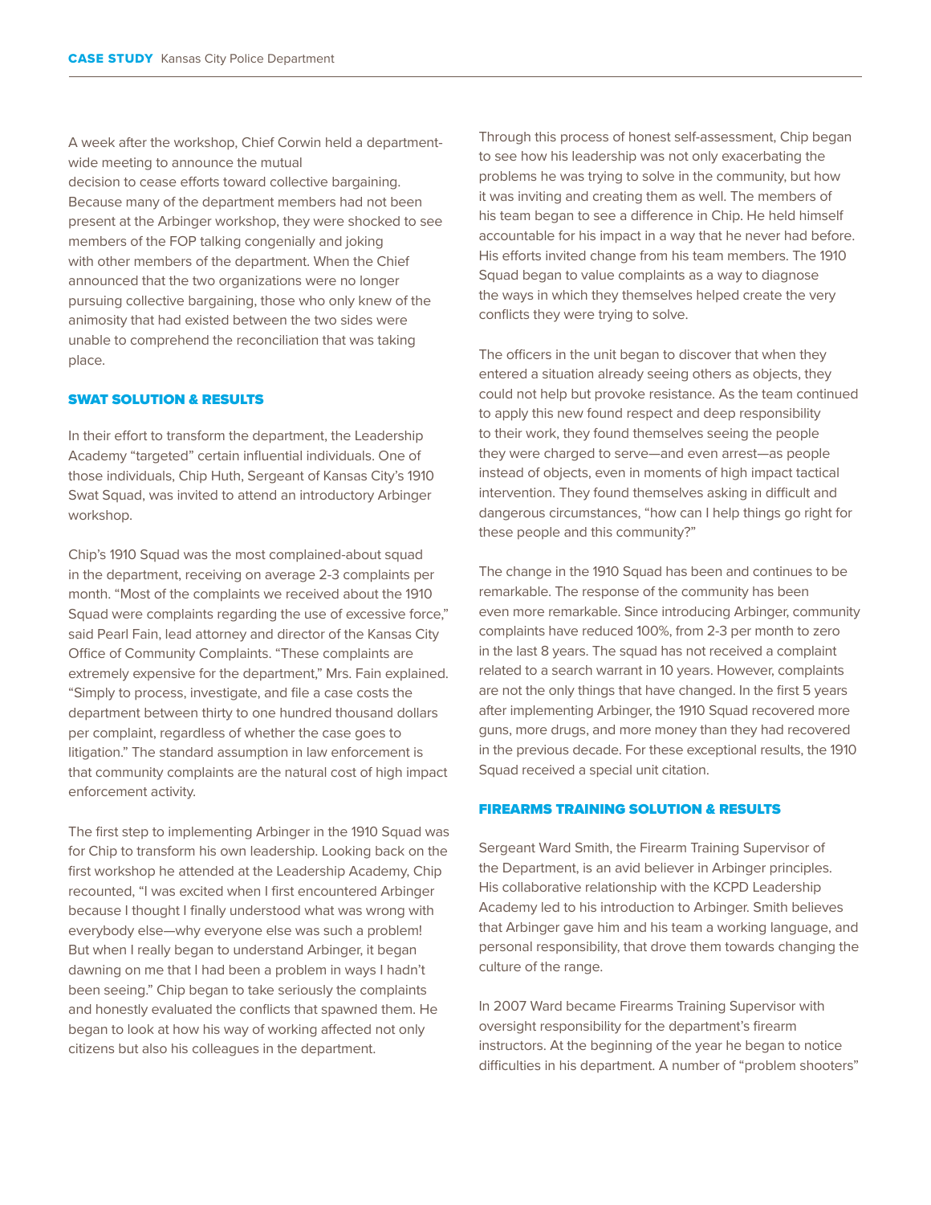A week after the workshop, Chief Corwin held a department-wide meeting to announce the mutual decision to cease efforts toward collective bargaining. Because many of the department members had not been present at the Arbinger workshop, they were shocked to see members of the FOP talking congenially and joking with other members of the department. When the Chief announced that the two organizations were no longer pursuing collective bargaining, those who only knew of the animosity that had existed between the two sides were unable to comprehend the reconciliation that was taking place.

## SWAT SOLUTION & RESULTS

In their effort to transform the department, the Leadership Academy "targeted" certain influential individuals. One of those individuals, Chip Huth, Sergeant of Kansas City's 1910 Swat Squad, was invited to attend an introductory Arbinger workshop.

Chip's 1910 Squad was the most complained-about squad in the department, receiving on average 2-3 complaints per month. "Most of the complaints we received about the 1910 Squad were complaints regarding the use of excessive force," said Pearl Fain, lead attorney and director of the Kansas City Office of Community Complaints. "These complaints are extremely expensive for the department," Mrs. Fain explained. "Simply to process, investigate, and file a case costs the department between thirty to one hundred thousand dollars per complaint, regardless of whether the case goes to litigation." The standard assumption in law enforcement is that community complaints are the natural cost of high impact enforcement activity.

The first step to implementing Arbinger in the 1910 Squad was for Chip to transform his own leadership. Looking back on the first workshop he attended at the Leadership Academy, Chip recounted, "I was excited when I first encountered Arbinger because I thought I finally understood what was wrong with everybody else—why everyone else was such a problem! But when I really began to understand Arbinger, it began dawning on me that I had been a problem in ways I hadn't been seeing." Chip began to take seriously the complaints and honestly evaluated the conflicts that spawned them. He began to look at how his way of working affected not only citizens but also his colleagues in the department.

Through this process of honest self-assessment, Chip began to see how his leadership was not only exacerbating the problems he was trying to solve in the community, but how it was inviting and creating them as well. The members of his team began to see a difference in Chip. He held himself accountable for his impact in a way that he never had before. His efforts invited change from his team members. The 1910 Squad began to value complaints as a way to diagnose the ways in which they themselves helped create the very conflicts they were trying to solve.

The officers in the unit began to discover that when they entered a situation already seeing others as objects, they could not help but provoke resistance. As the team continued to apply this new found respect and deep responsibility to their work, they found themselves seeing the people they were charged to serve—and even arrest—as people instead of objects, even in moments of high impact tactical intervention. They found themselves asking in difficult and dangerous circumstances, "how can I help things go right for these people and this community?"

The change in the 1910 Squad has been and continues to be remarkable. The response of the community has been even more remarkable. Since introducing Arbinger, community complaints have reduced 100%, from 2-3 per month to zero in the last 8 years. The squad has not received a complaint related to a search warrant in 10 years. However, complaints are not the only things that have changed. In the first 5 years after implementing Arbinger, the 1910 Squad recovered more guns, more drugs, and more money than they had recovered in the previous decade. For these exceptional results, the 1910 Squad received a special unit citation.

## FIREARMS TRAINING SOLUTION & RESULTS

Sergeant Ward Smith, the Firearm Training Supervisor of the Department, is an avid believer in Arbinger principles. His collaborative relationship with the KCPD Leadership Academy led to his introduction to Arbinger. Smith believes that Arbinger gave him and his team a working language, and personal responsibility, that drove them towards changing the culture of the range.

In 2007 Ward became Firearms Training Supervisor with oversight responsibility for the department's firearm instructors. At the beginning of the year he began to notice difficulties in his department. A number of "problem shooters"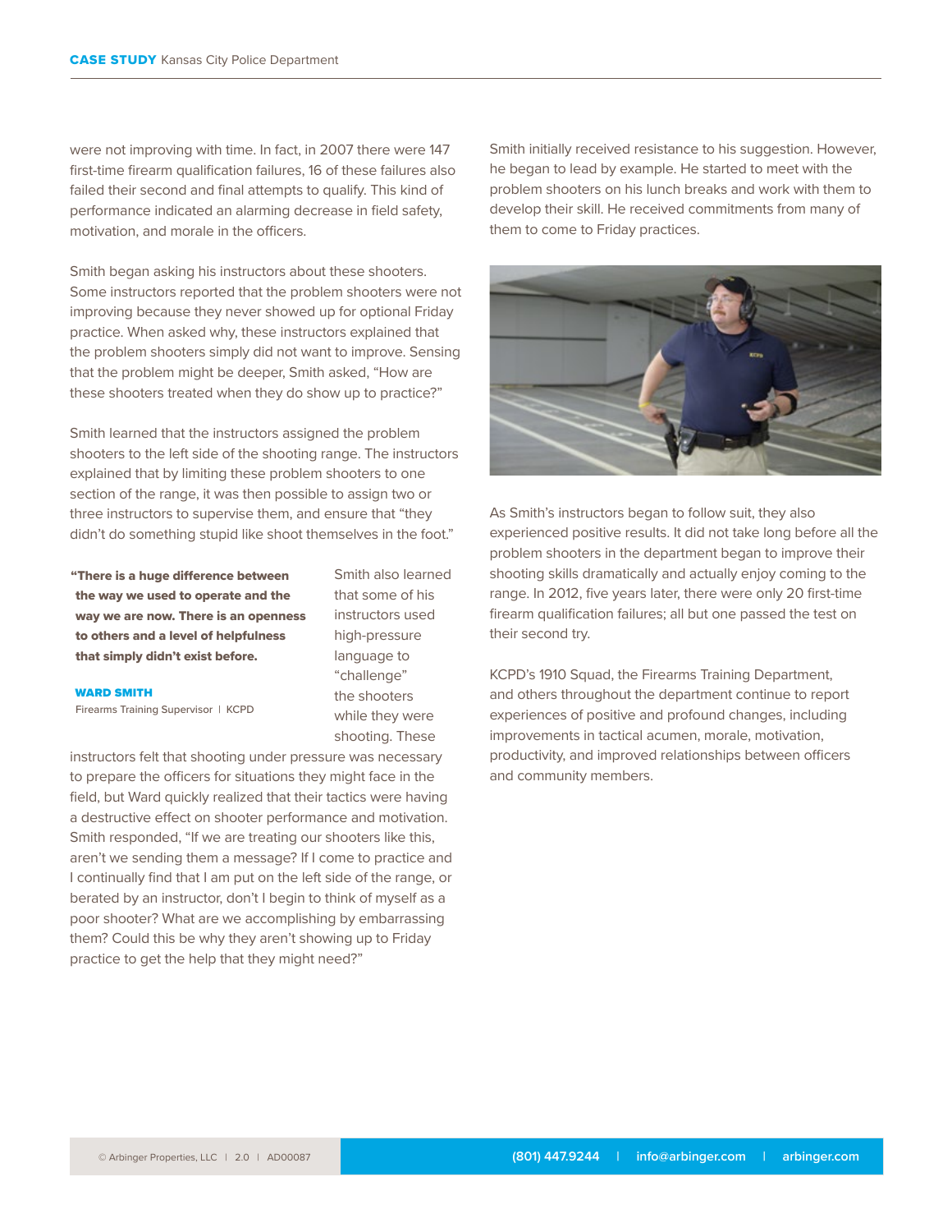were not improving with time. In fact, in 2007 there were 147 first-time firearm qualification failures, 16 of these failures also failed their second and final attempts to qualify. This kind of performance indicated an alarming decrease in field safety, motivation, and morale in the officers.

Smith began asking his instructors about these shooters. Some instructors reported that the problem shooters were not improving because they never showed up for optional Friday practice. When asked why, these instructors explained that the problem shooters simply did not want to improve. Sensing that the problem might be deeper, Smith asked, "How are these shooters treated when they do show up to practice?"

Smith learned that the instructors assigned the problem shooters to the left side of the shooting range. The instructors explained that by limiting these problem shooters to one section of the range, it was then possible to assign two or three instructors to supervise them, and ensure that "they didn't do something stupid like shoot themselves in the foot."

> **"There is a huge difference between the way we used to operate and the way we are now. There is an openness to others and a level of helpfulness that simply didn't exist before.**
>
> **WARD SMITH**
> Firearms Training Supervisor | KCPD

Smith also learned that some of his instructors used high-pressure language to "challenge" the shooters while they were shooting. These instructors felt that shooting under pressure was necessary to prepare the officers for situations they might face in the field, but Ward quickly realized that their tactics were having a destructive effect on shooter performance and motivation. Smith responded, "If we are treating our shooters like this, aren't we sending them a message? If I come to practice and I continually find that I am put on the left side of the range, or berated by an instructor, don't I begin to think of myself as a poor shooter? What are we accomplishing by embarrassing them? Could this be why they aren't showing up to Friday practice to get the help that they might need?"

Smith initially received resistance to his suggestion. However, he began to lead by example. He started to meet with the problem shooters on his lunch breaks and work with them to develop their skill. He received commitments from many of them to come to Friday practices.

As Smith's instructors began to follow suit, they also experienced positive results. It did not take long before all the problem shooters in the department began to improve their shooting skills dramatically and actually enjoy coming to the range. In 2012, five years later, there were only 20 first-time firearm qualification failures; all but one passed the test on their second try.

KCPD's 1910 Squad, the Firearms Training Department, and others throughout the department continue to report experiences of positive and profound changes, including improvements in tactical acumen, morale, motivation, productivity, and improved relationships between officers and community members.